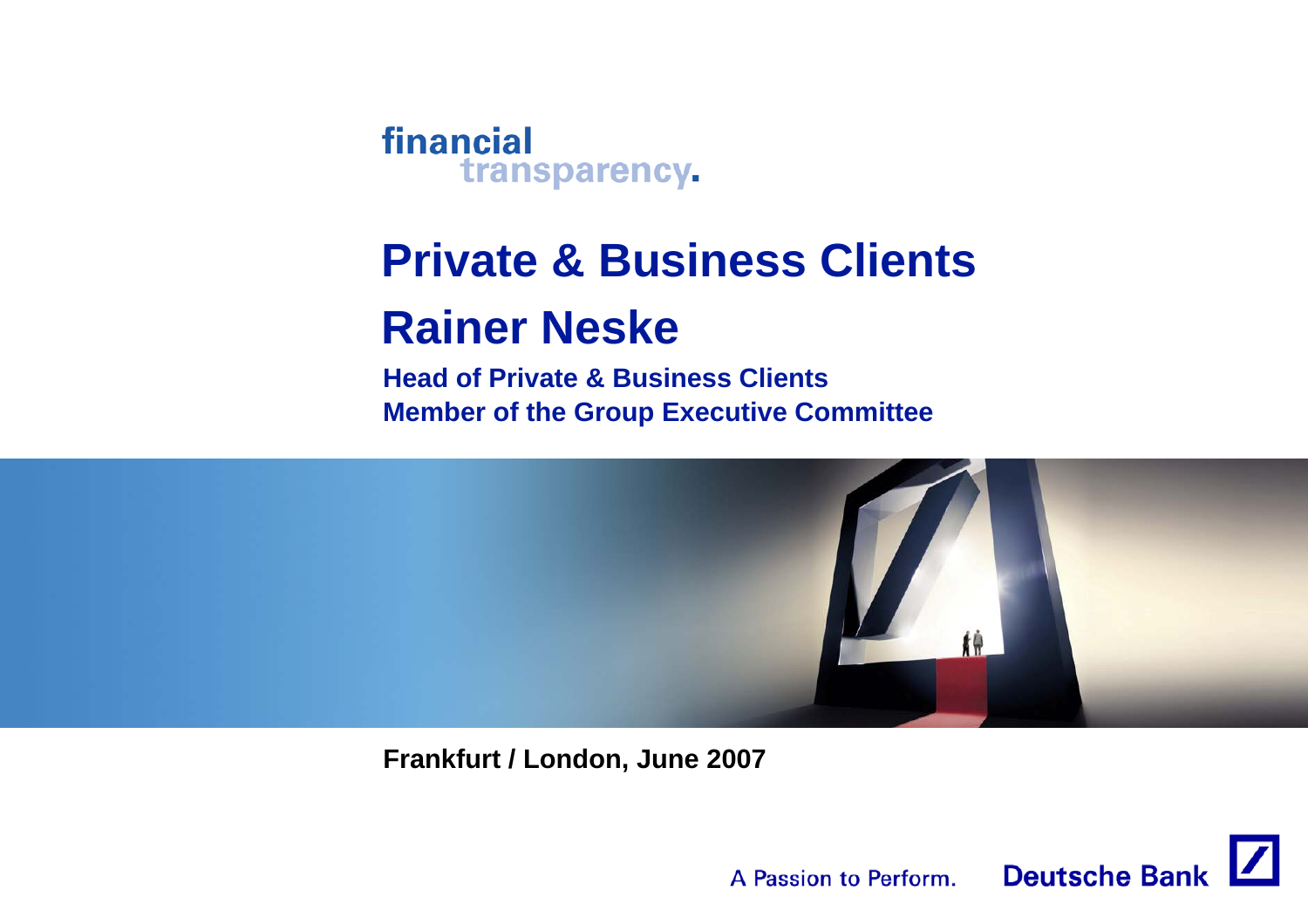financial transparency.

# Private & Business Clients

## Rainer Neske

**Head of Private & Business Clients**
**Member of the Group Executive Committee**

**Frankfurt / London, June 2007**

A Passion to Perform. Deutsche Bank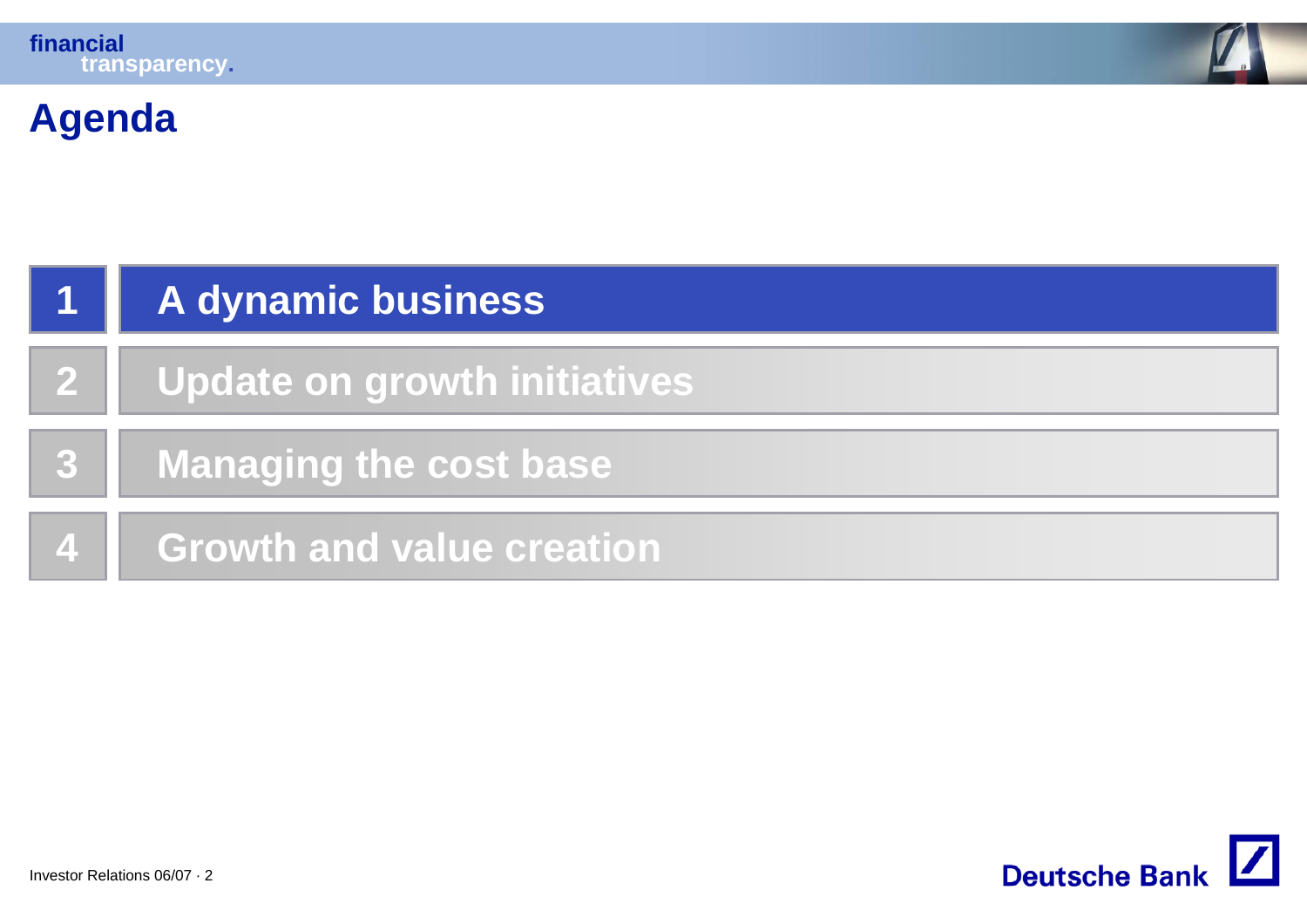# Agenda

1. A dynamic business
2. Update on growth initiatives
3. Managing the cost base
4. Growth and value creation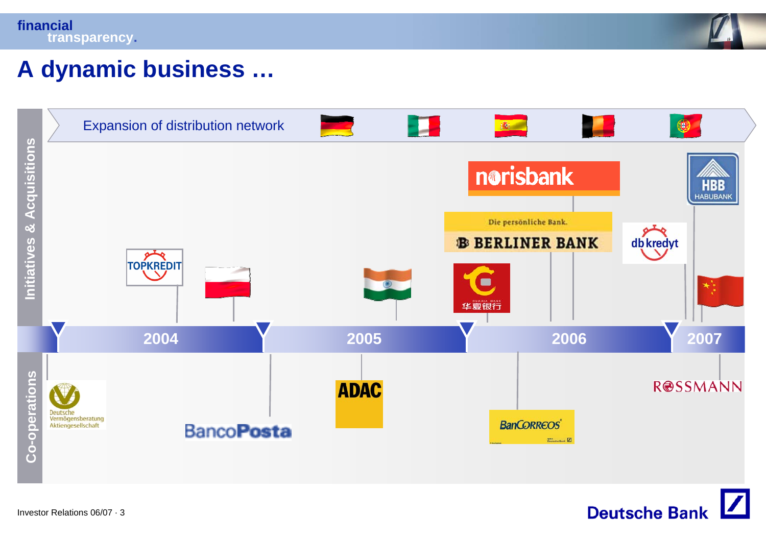# A dynamic business …

Expansion of distribution network

**Initiatives & Acquisitions**

TOPKREDIT

norisbank

Die persönliche Bank.
BERLINER BANK

华夏银行

db kredyt

HBB HABUBANK

2004 | 2005 | 2006 | 2007

**Co-operations**

Deutsche Vermögensberatung Aktiengesellschaft

BancoPosta

ADAC

BanCORREOS

ROSSMANN

Investor Relations 06/07 · 3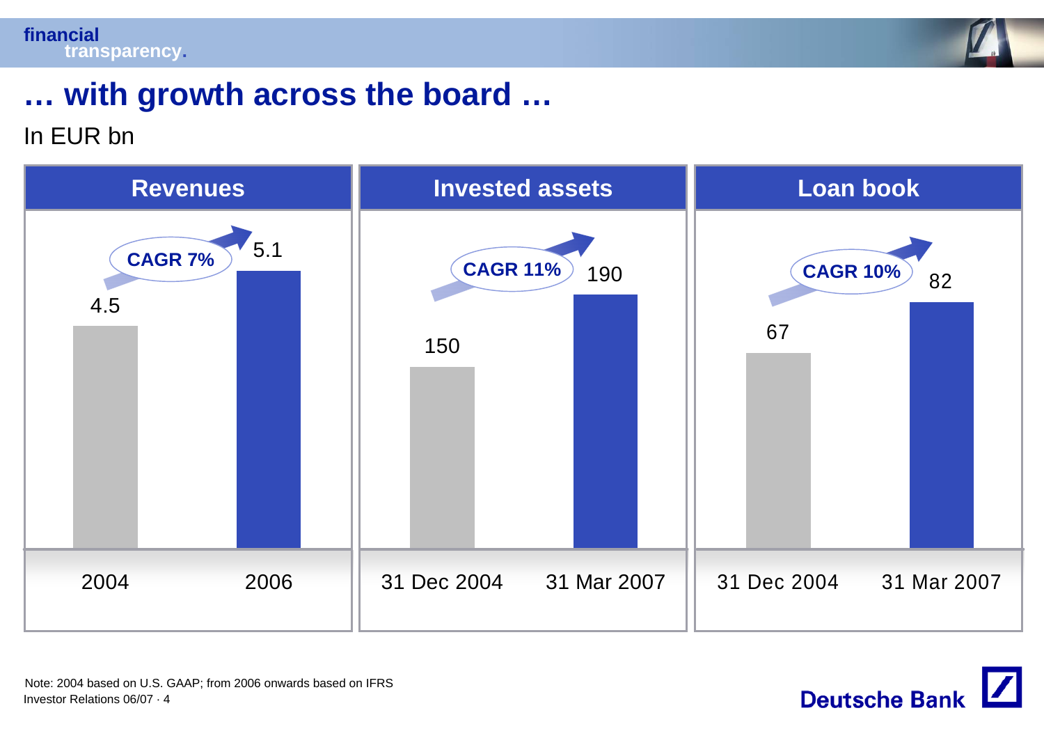# … with growth across the board …

In EUR bn

## Revenues

CAGR 7%

| 2004 | 2006 |
|---|---|
| 4.5 | 5.1 |

## Invested assets

CAGR 11%

| 31 Dec 2004 | 31 Mar 2007 |
|---|---|
| 150 | 190 |

## Loan book

CAGR 10%

| 31 Dec 2004 | 31 Mar 2007 |
|---|---|
| 67 | 82 |

Note: 2004 based on U.S. GAAP; from 2006 onwards based on IFRS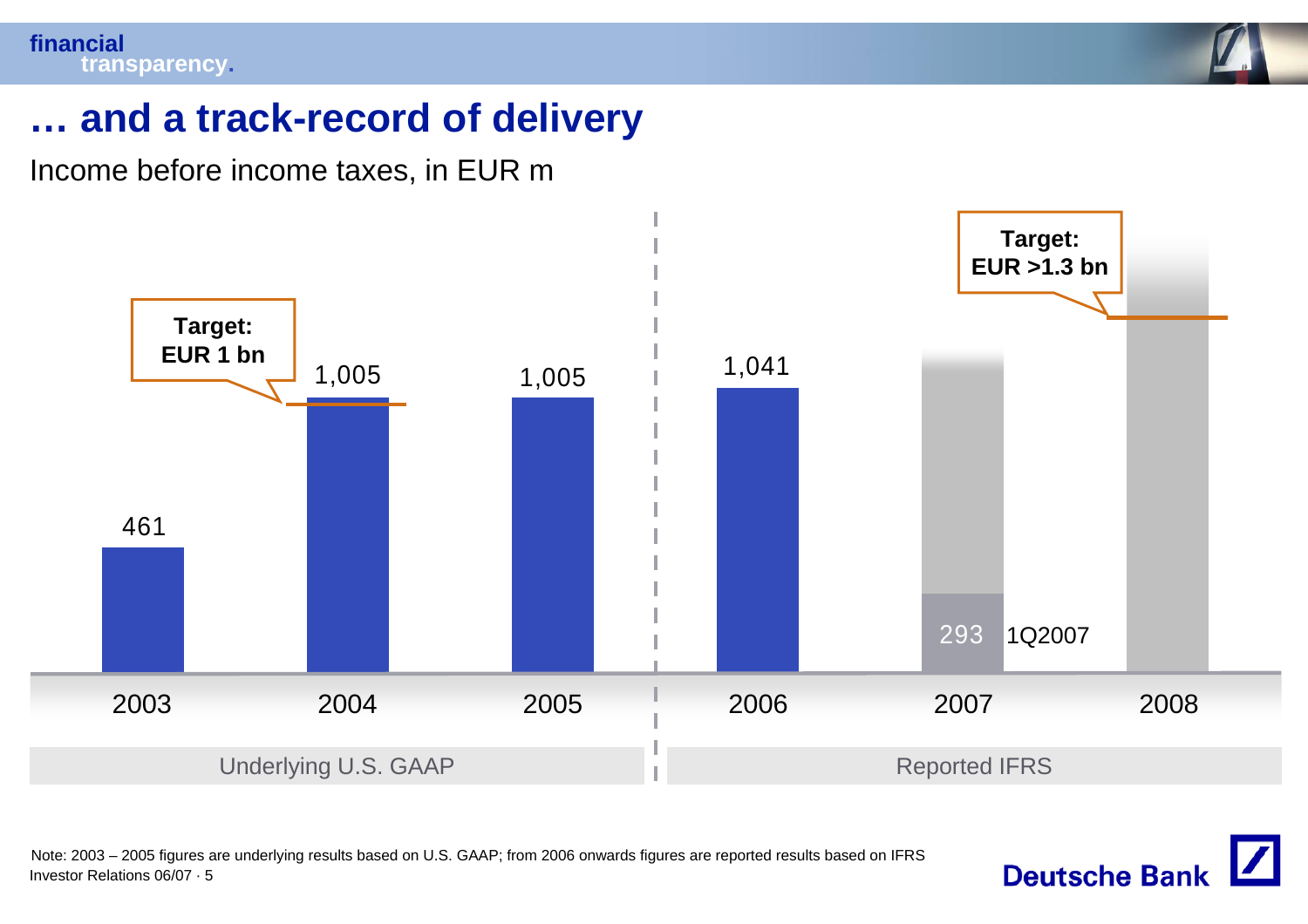# … and a track-record of delivery

Income before income taxes, in EUR m

| | 2003 | 2004 | 2005 | 2006 | 2007 | 2008 |
|---|---|---|---|---|---|---|
| Income before income taxes | 461 | 1,005 | 1,005 | 1,041 | 293 (1Q2007) | |
| Target | | EUR 1 bn | | | | EUR >1.3 bn |
| Basis | Underlying U.S. GAAP | Underlying U.S. GAAP | Underlying U.S. GAAP | Reported IFRS | Reported IFRS | Reported IFRS |

Note: 2003 – 2005 figures are underlying results based on U.S. GAAP; from 2006 onwards figures are reported results based on IFRS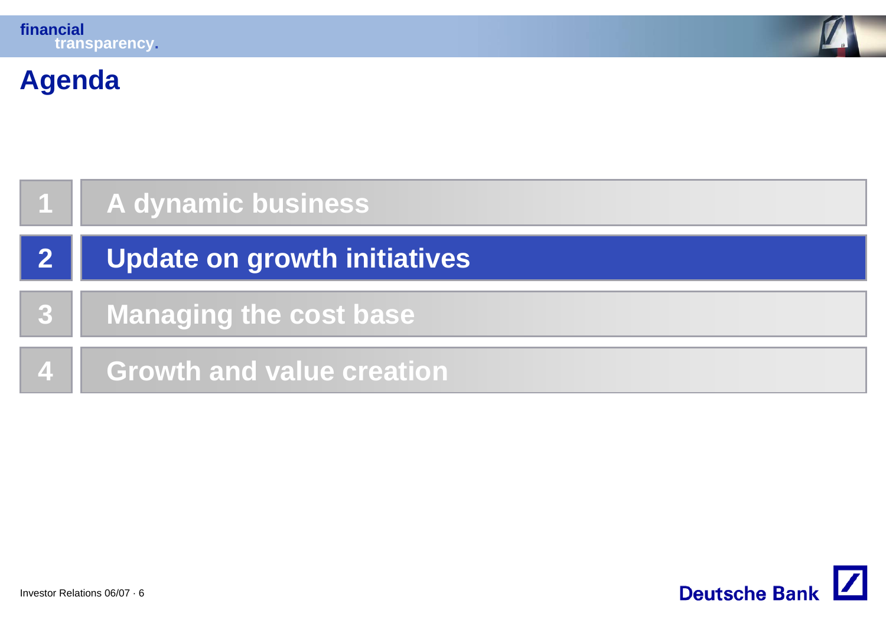# Agenda

1. A dynamic business
2. **Update on growth initiatives**
3. Managing the cost base
4. Growth and value creation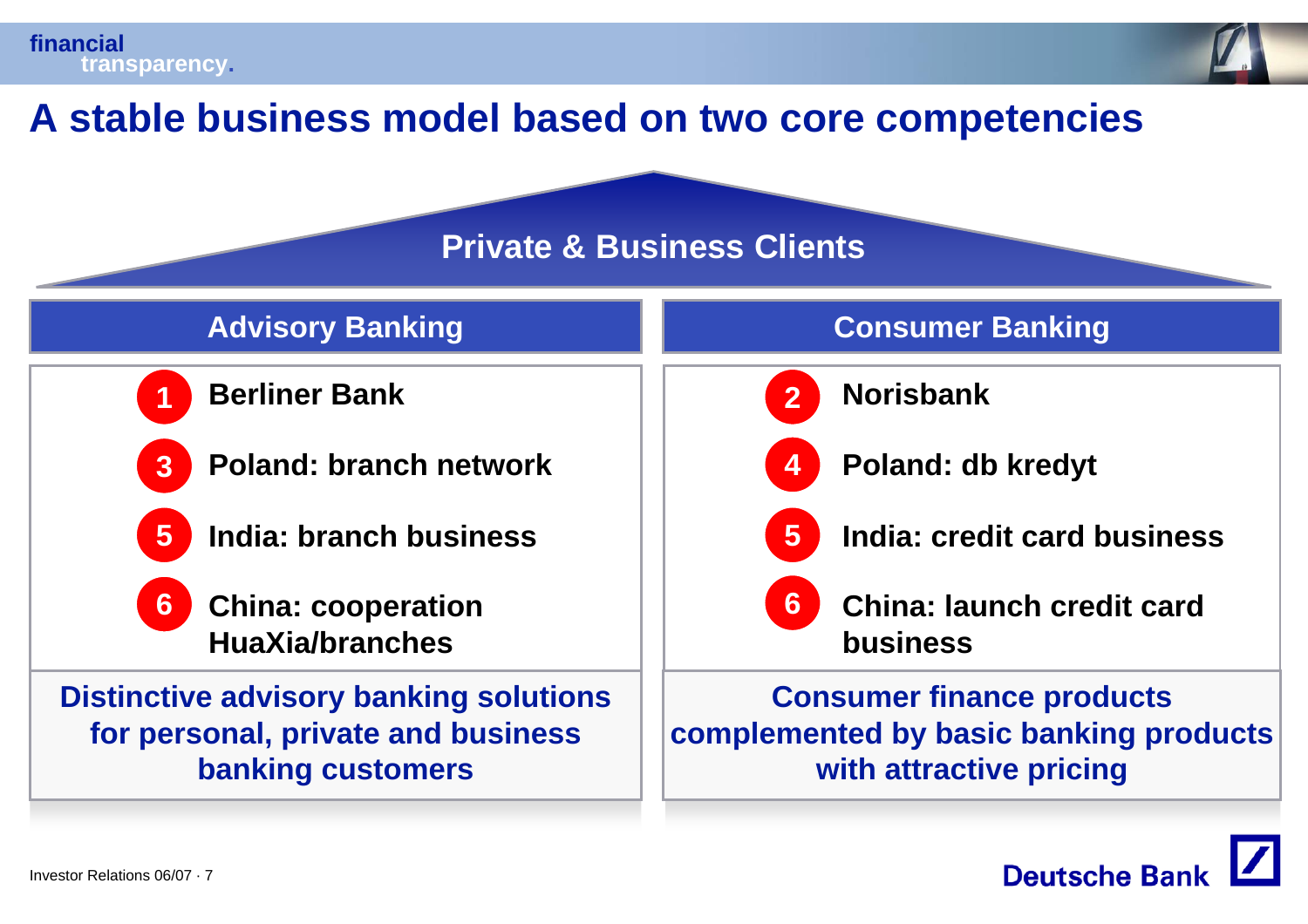# A stable business model based on two core competencies

## Private & Business Clients

| Advisory Banking | Consumer Banking |
|---|---|
| 1 Berliner Bank | 2 Norisbank |
| 3 Poland: branch network | 4 Poland: db kredyt |
| 5 India: branch business | 5 India: credit card business |
| 6 China: cooperation HuaXia/branches | 6 China: launch credit card business |
| **Distinctive advisory banking solutions for personal, private and business banking customers** | **Consumer finance products complemented by basic banking products with attractive pricing** |

Investor Relations 06/07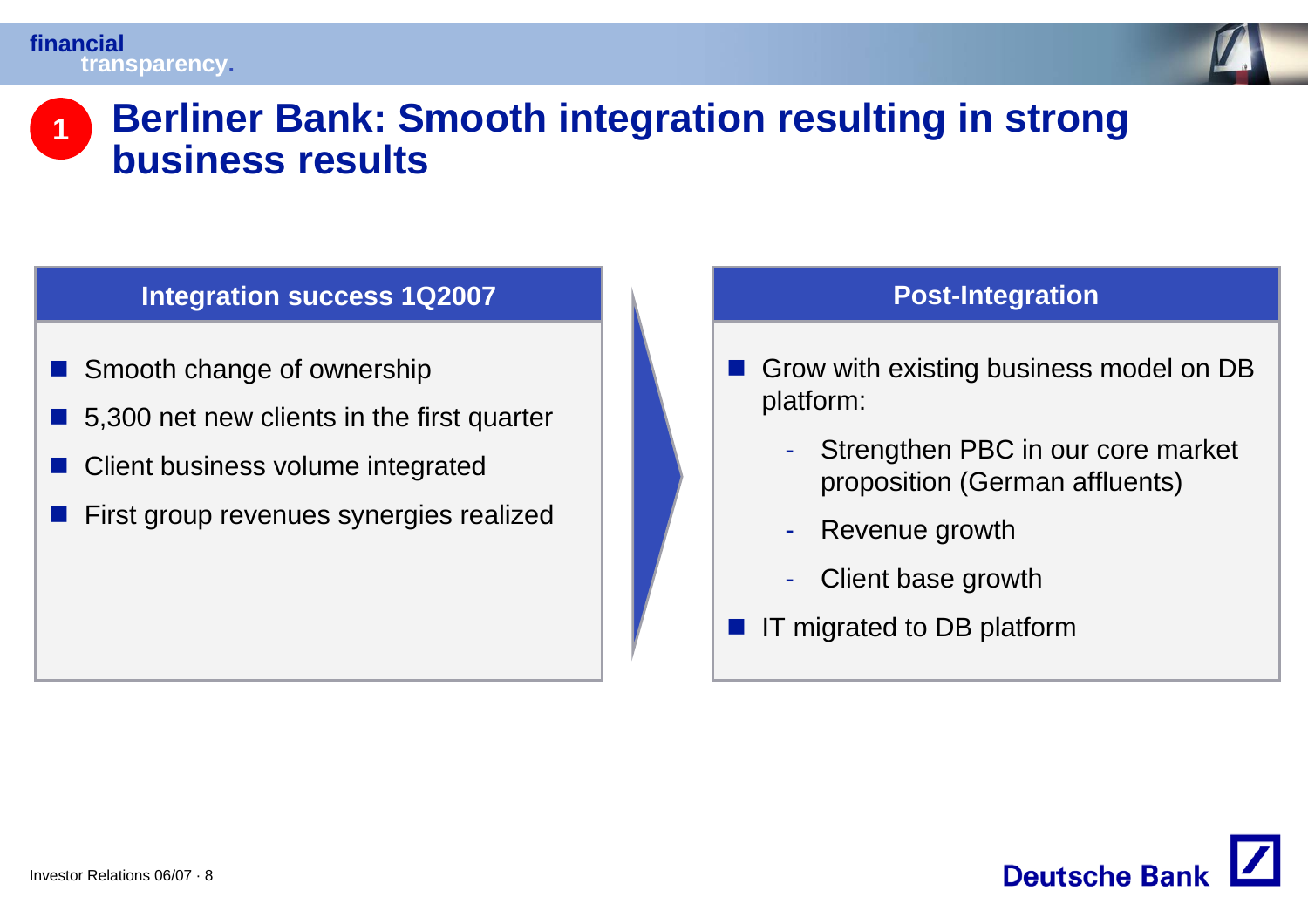# 1 Berliner Bank: Smooth integration resulting in strong business results

## Integration success 1Q2007

- Smooth change of ownership
- 5,300 net new clients in the first quarter
- Client business volume integrated
- First group revenues synergies realized

## Post-Integration

- Grow with existing business model on DB platform:
  - Strengthen PBC in our core market proposition (German affluents)
  - Revenue growth
  - Client base growth
- IT migrated to DB platform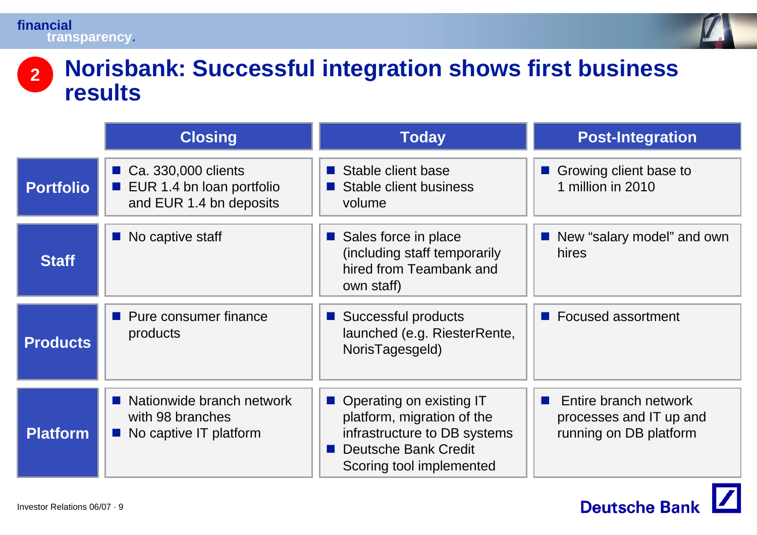## 2 Norisbank: Successful integration shows first business results

| | Closing | Today | Post-Integration |
|---|---|---|---|
| **Portfolio** | ■ Ca. 330,000 clients<br>■ EUR 1.4 bn loan portfolio and EUR 1.4 bn deposits | ■ Stable client base<br>■ Stable client business volume | ■ Growing client base to 1 million in 2010 |
| **Staff** | ■ No captive staff | ■ Sales force in place (including staff temporarily hired from Teambank and own staff) | ■ New "salary model" and own hires |
| **Products** | ■ Pure consumer finance products | ■ Successful products launched (e.g. RiesterRente, NorisTagesgeld) | ■ Focused assortment |
| **Platform** | ■ Nationwide branch network with 98 branches<br>■ No captive IT platform | ■ Operating on existing IT platform, migration of the infrastructure to DB systems<br>■ Deutsche Bank Credit Scoring tool implemented | ■ Entire branch network processes and IT up and running on DB platform |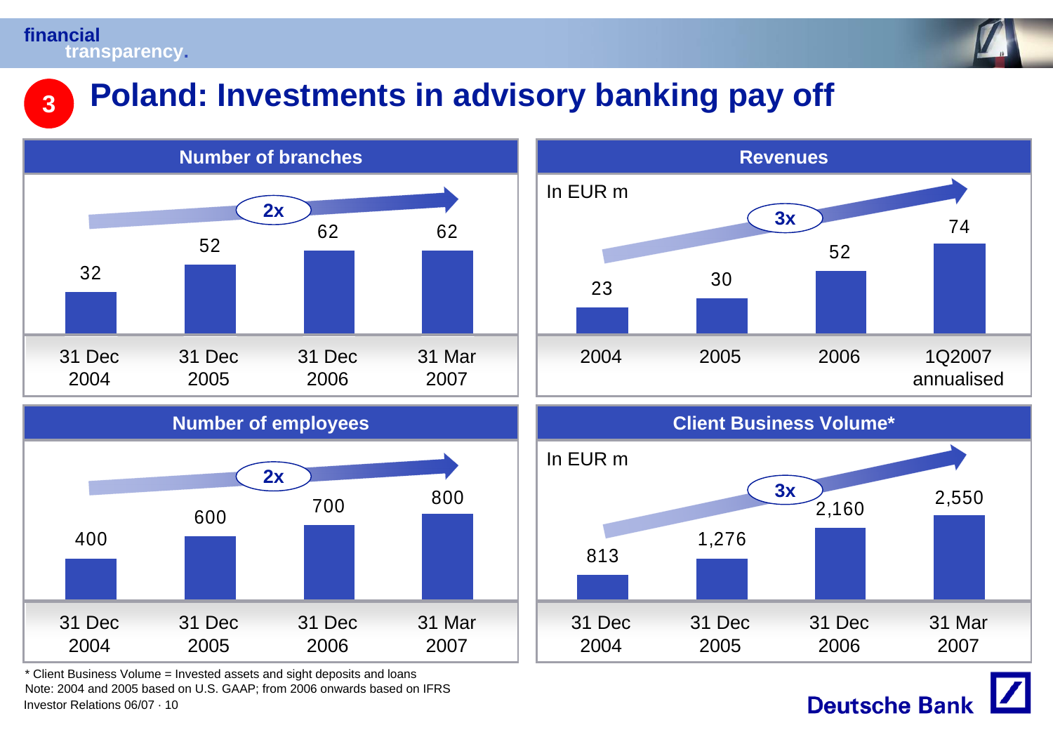# Poland: Investments in advisory banking pay off

## Number of branches

2x

| 31 Dec 2004 | 31 Dec 2005 | 31 Dec 2006 | 31 Mar 2007 |
|---|---|---|---|
| 32 | 52 | 62 | 62 |

## Revenues

In EUR m

3x

| 2004 | 2005 | 2006 | 1Q2007 annualised |
|---|---|---|---|
| 23 | 30 | 52 | 74 |

## Number of employees

2x

| 31 Dec 2004 | 31 Dec 2005 | 31 Dec 2006 | 31 Mar 2007 |
|---|---|---|---|
| 400 | 600 | 700 | 800 |

## Client Business Volume*

In EUR m

3x

| 31 Dec 2004 | 31 Dec 2005 | 31 Dec 2006 | 31 Mar 2007 |
|---|---|---|---|
| 813 | 1,276 | 2,160 | 2,550 |

* Client Business Volume = Invested assets and sight deposits and loans

Note: 2004 and 2005 based on U.S. GAAP; from 2006 onwards based on IFRS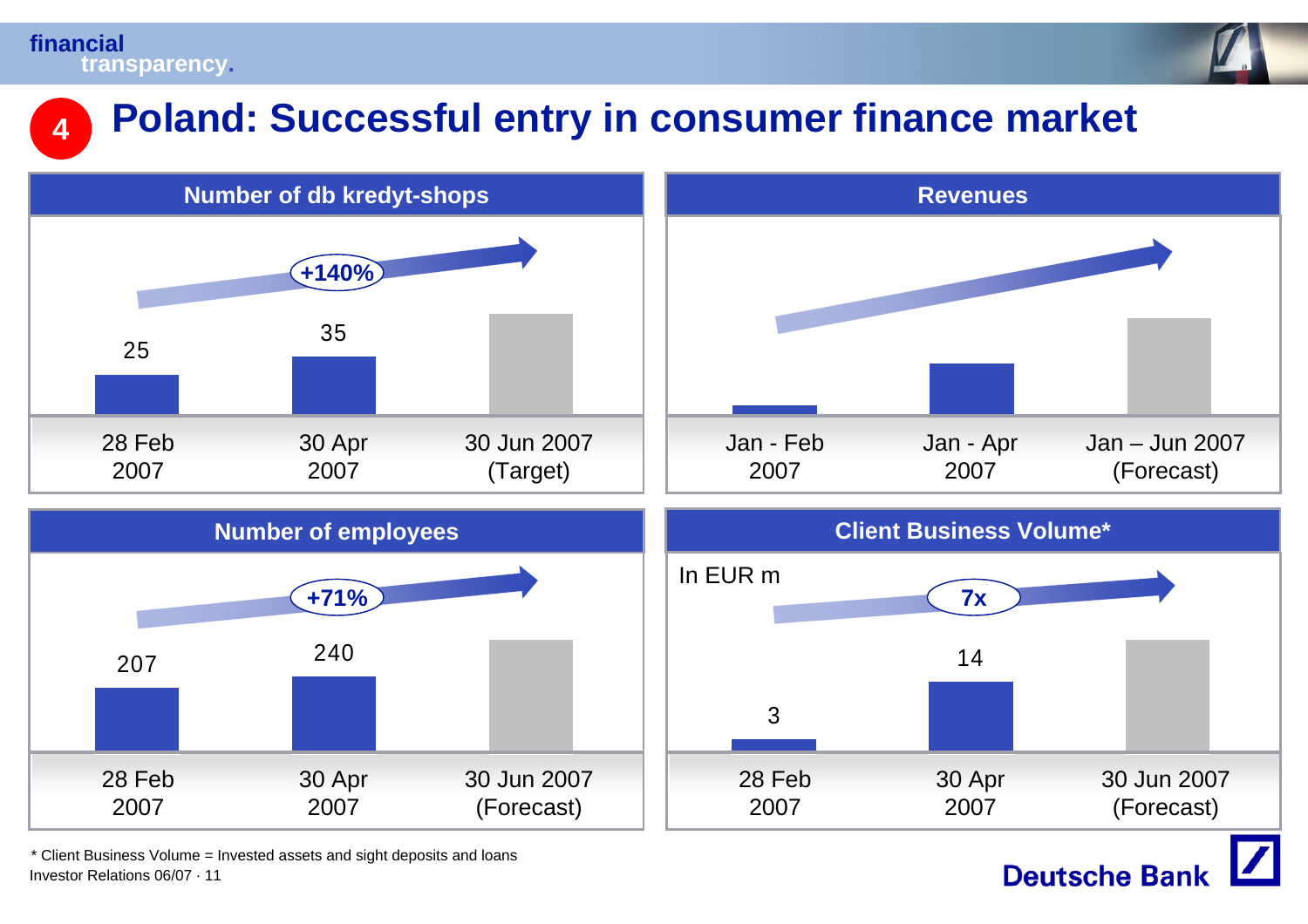# 4 Poland: Successful entry in consumer finance market

## Number of db kredyt-shops

+140%

| 28 Feb 2007 | 30 Apr 2007 | 30 Jun 2007 (Target) |
|---|---|---|
| 25 | 35 | |

## Revenues

| Jan - Feb 2007 | Jan - Apr 2007 | Jan – Jun 2007 (Forecast) |
|---|---|---|
| | | |

## Number of employees

+71%

| 28 Feb 2007 | 30 Apr 2007 | 30 Jun 2007 (Forecast) |
|---|---|---|
| 207 | 240 | |

## Client Business Volume*

In EUR m

7x

| 28 Feb 2007 | 30 Apr 2007 | 30 Jun 2007 (Forecast) |
|---|---|---|
| 3 | 14 | |

* Client Business Volume = Invested assets and sight deposits and loans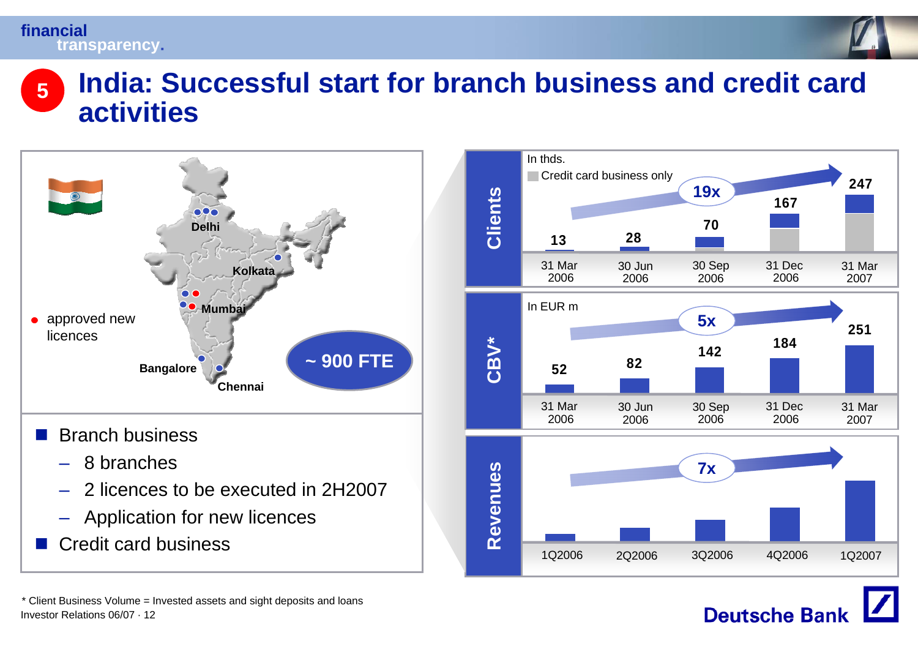# India: Successful start for branch business and credit card activities

- approved new licences

Delhi, Kolkata, Mumbai, Bangalore, Chennai

~ 900 FTE

- Branch business
  - 8 branches
  - 2 licences to be executed in 2H2007
  - Application for new licences
- Credit card business

**Clients** (In thds.; Credit card business only) — 19x

| 31 Mar 2006 | 30 Jun 2006 | 30 Sep 2006 | 31 Dec 2006 | 31 Mar 2007 |
|---|---|---|---|---|
| 13 | 28 | 70 | 167 | 247 |

**CBV*** (In EUR m) — 5x

| 31 Mar 2006 | 30 Jun 2006 | 30 Sep 2006 | 31 Dec 2006 | 31 Mar 2007 |
|---|---|---|---|---|
| 52 | 82 | 142 | 184 | 251 |

**Revenues** — 7x

1Q2006, 2Q2006, 3Q2006, 4Q2006, 1Q2007

\* Client Business Volume = Invested assets and sight deposits and loans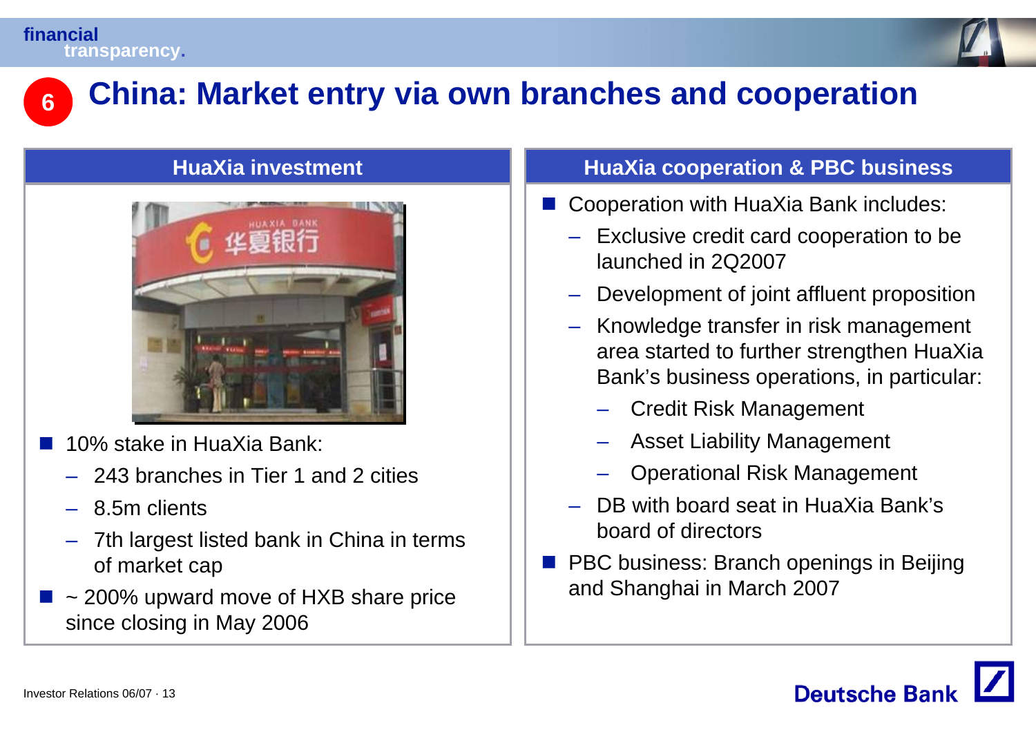# 6 China: Market entry via own branches and cooperation

## HuaXia investment

- 10% stake in HuaXia Bank:
  - 243 branches in Tier 1 and 2 cities
  - 8.5m clients
  - 7th largest listed bank in China in terms of market cap
- ~ 200% upward move of HXB share price since closing in May 2006

## HuaXia cooperation & PBC business

- Cooperation with HuaXia Bank includes:
  - Exclusive credit card cooperation to be launched in 2Q2007
  - Development of joint affluent proposition
  - Knowledge transfer in risk management area started to further strengthen HuaXia Bank's business operations, in particular:
    - Credit Risk Management
    - Asset Liability Management
    - Operational Risk Management
  - DB with board seat in HuaXia Bank's board of directors
- PBC business: Branch openings in Beijing and Shanghai in March 2007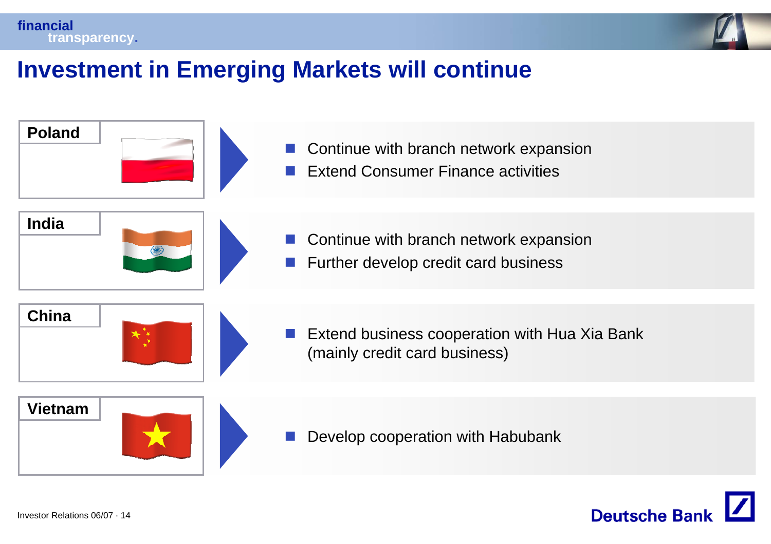# Investment in Emerging Markets will continue

## Poland

- Continue with branch network expansion
- Extend Consumer Finance activities

## India

- Continue with branch network expansion
- Further develop credit card business

## China

- Extend business cooperation with Hua Xia Bank (mainly credit card business)

## Vietnam

- Develop cooperation with Habubank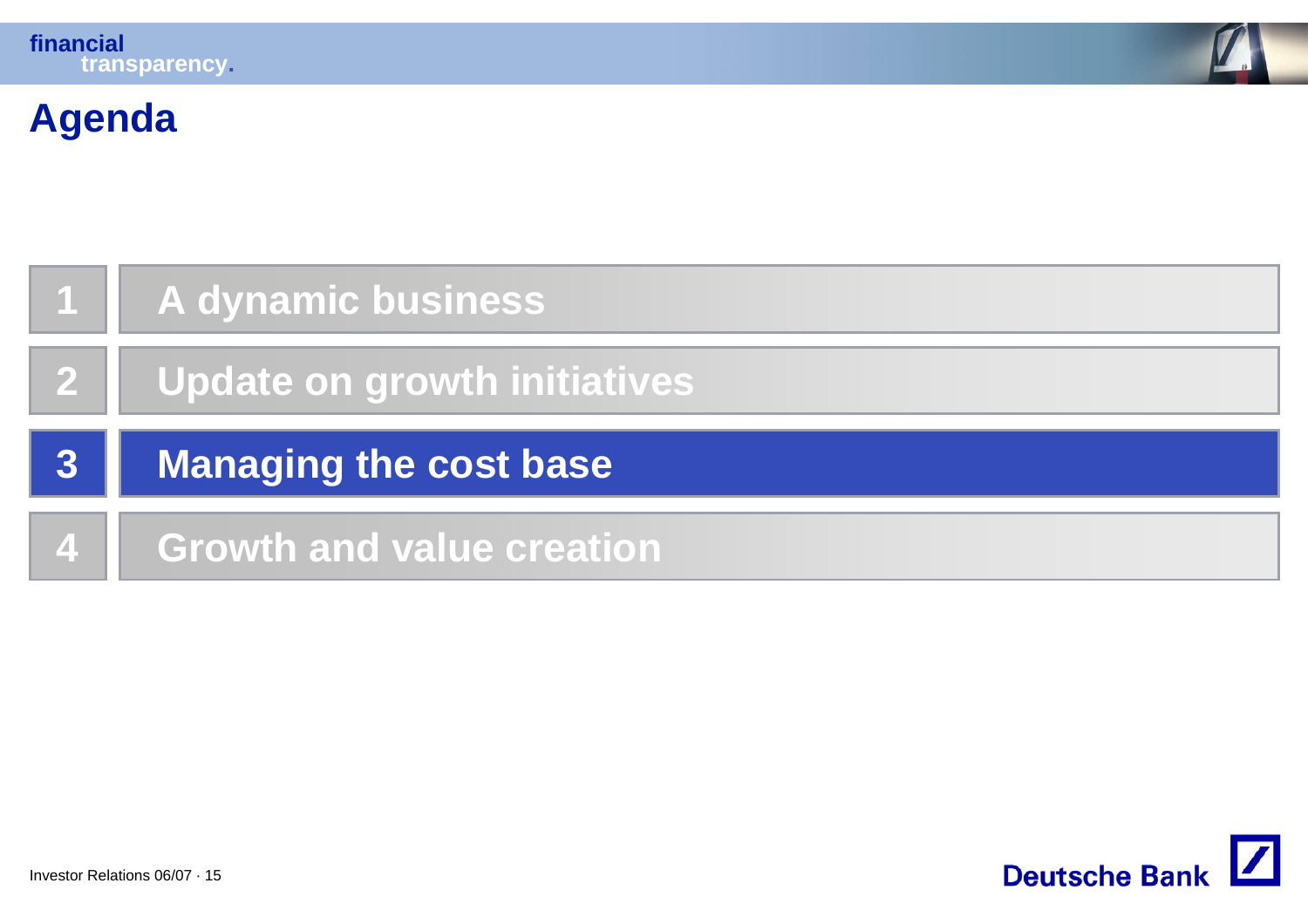# Agenda

1. A dynamic business
2. Update on growth initiatives
3. **Managing the cost base**
4. Growth and value creation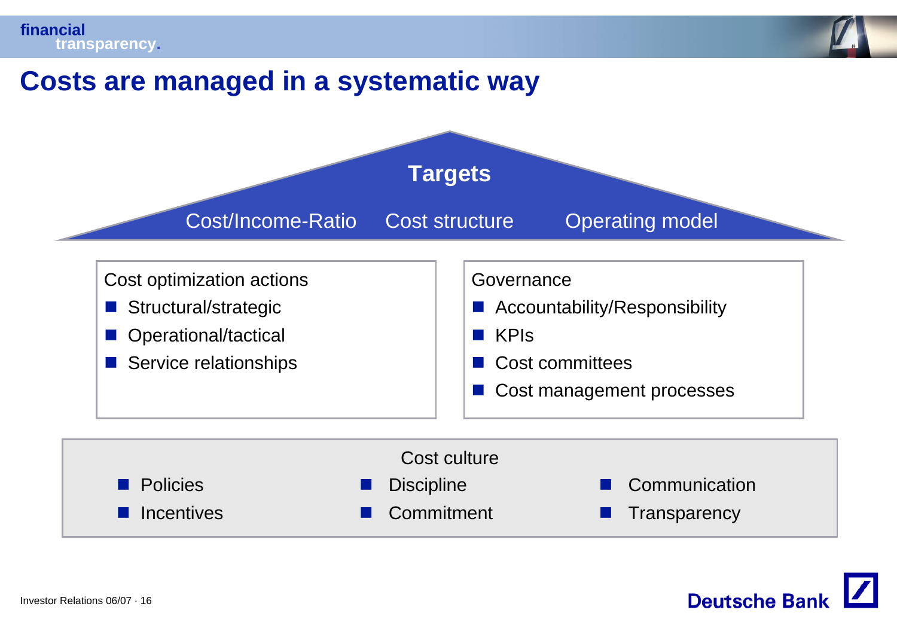# Costs are managed in a systematic way

## Targets

Cost/Income-Ratio | Cost structure | Operating model

**Cost optimization actions**

- Structural/strategic
- Operational/tactical
- Service relationships

**Governance**

- Accountability/Responsibility
- KPIs
- Cost committees
- Cost management processes

**Cost culture**

- Policies
- Incentives
- Discipline
- Commitment
- Communication
- Transparency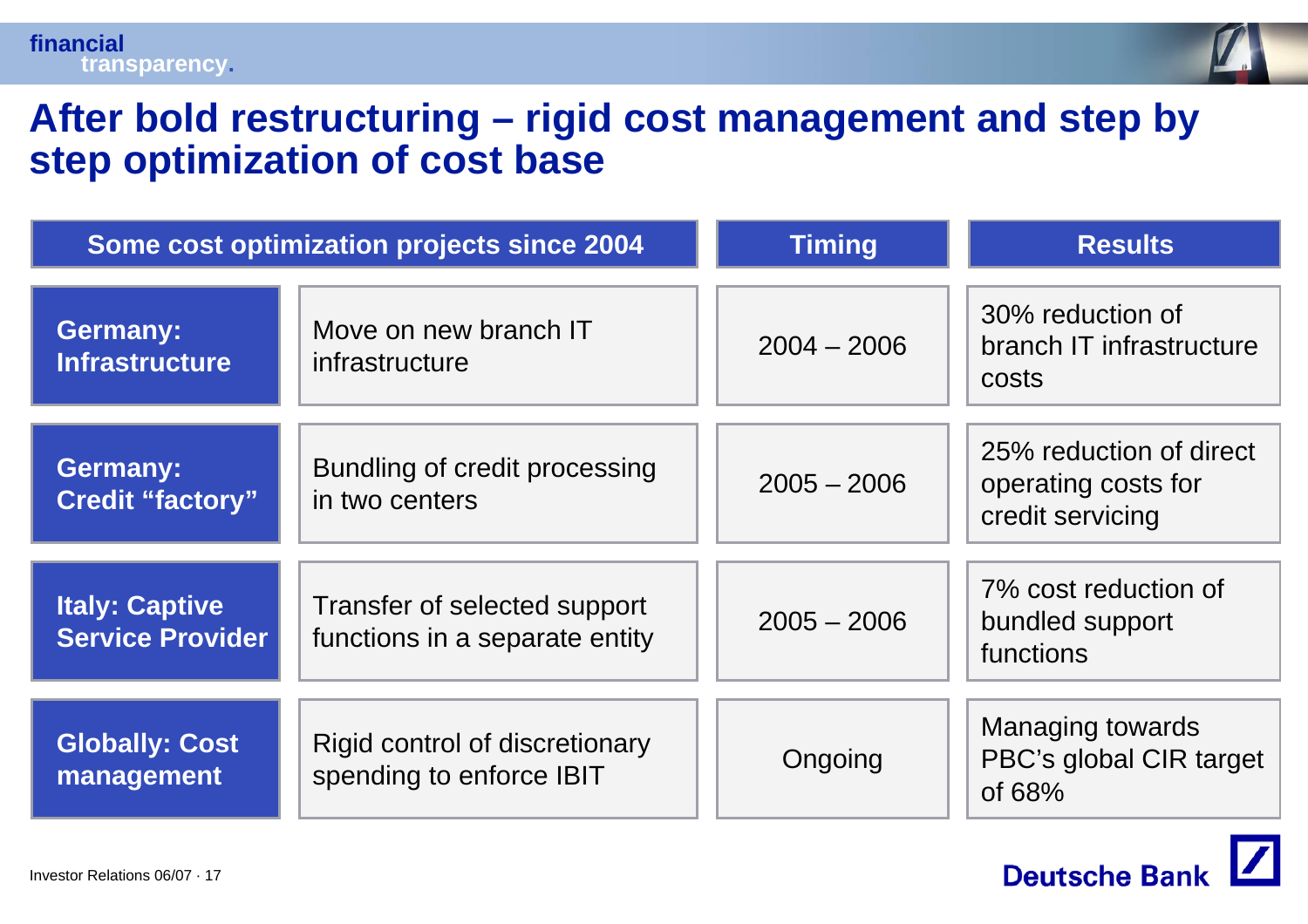# After bold restructuring – rigid cost management and step by step optimization of cost base

| Some cost optimization projects since 2004 | | Timing | Results |
|---|---|---|---|
| **Germany: Infrastructure** | Move on new branch IT infrastructure | 2004 – 2006 | 30% reduction of branch IT infrastructure costs |
| **Germany: Credit "factory"** | Bundling of credit processing in two centers | 2005 – 2006 | 25% reduction of direct operating costs for credit servicing |
| **Italy: Captive Service Provider** | Transfer of selected support functions in a separate entity | 2005 – 2006 | 7% cost reduction of bundled support functions |
| **Globally: Cost management** | Rigid control of discretionary spending to enforce IBIT | Ongoing | Managing towards PBC's global CIR target of 68% |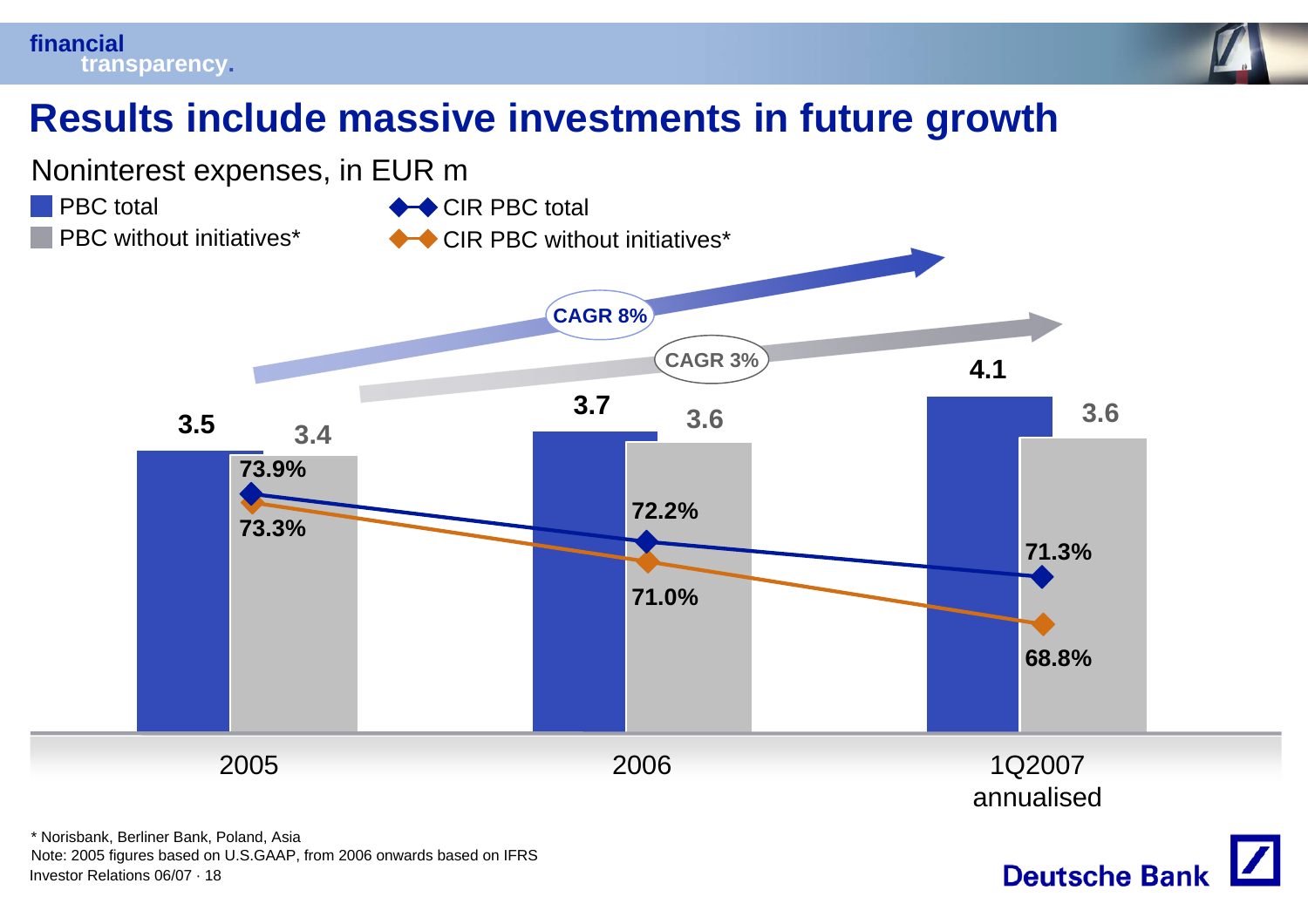# Results include massive investments in future growth

Noninterest expenses, in EUR m

| | 2005 | 2006 | 1Q2007 annualised |
|---|---|---|---|
| PBC total | 3.5 | 3.7 | 4.1 |
| PBC without initiatives* | 3.4 | 3.6 | 3.6 |
| CIR PBC total | 73.9% | 72.2% | 71.3% |
| CIR PBC without initiatives* | 73.3% | 71.0% | 68.8% |

CAGR 8% (PBC total)

CAGR 3% (PBC without initiatives*)

\* Norisbank, Berliner Bank, Poland, Asia

Note: 2005 figures based on U.S.GAAP, from 2006 onwards based on IFRS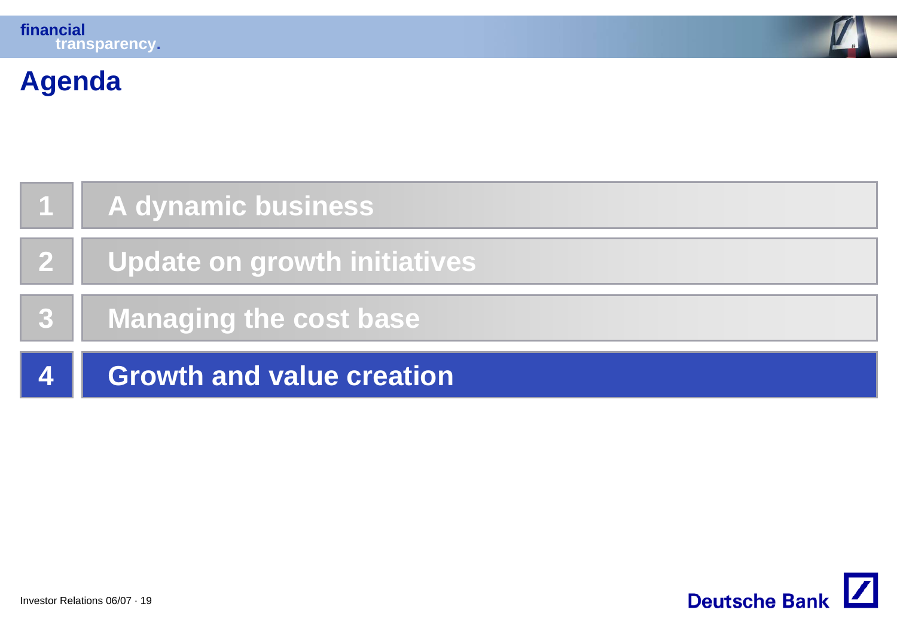# Agenda

1. A dynamic business
2. Update on growth initiatives
3. Managing the cost base
4. **Growth and value creation**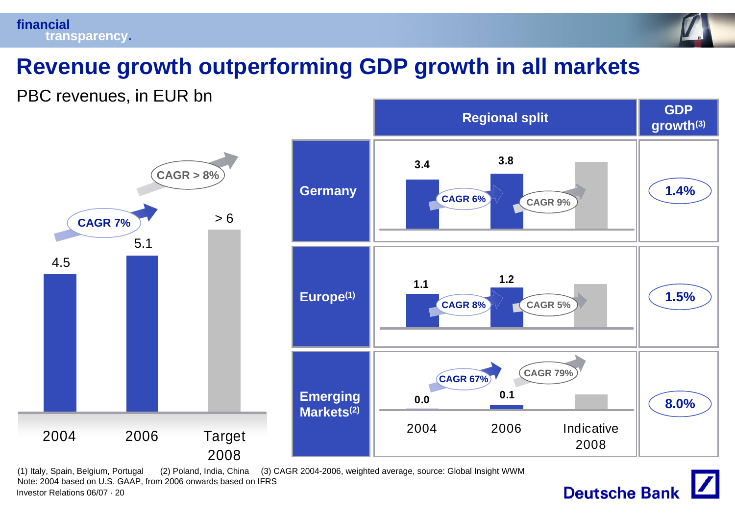# Revenue growth outperforming GDP growth in all markets

PBC revenues, in EUR bn

| | 2004 | 2006 | Target 2008 |
|---|---|---|---|
| PBC revenues | 4.5 | 5.1 | > 6 |

CAGR 7% (2004–2006); CAGR > 8% (2006–Target 2008)

| | Regional split: 2004 | 2006 | Indicative 2008 | CAGR 2004–2006 | CAGR 2006–2008 | GDP growth(3) |
|---|---|---|---|---|---|---|
| Germany | 3.4 | 3.8 | | CAGR 6% | CAGR 9% | 1.4% |
| Europe(1) | 1.1 | 1.2 | | CAGR 8% | CAGR 5% | 1.5% |
| Emerging Markets(2) | 0.0 | 0.1 | | CAGR 67% | CAGR 79% | 8.0% |

(1) Italy, Spain, Belgium, Portugal (2) Poland, India, China (3) CAGR 2004-2006, weighted average, source: Global Insight WWM

Note: 2004 based on U.S. GAAP, from 2006 onwards based on IFRS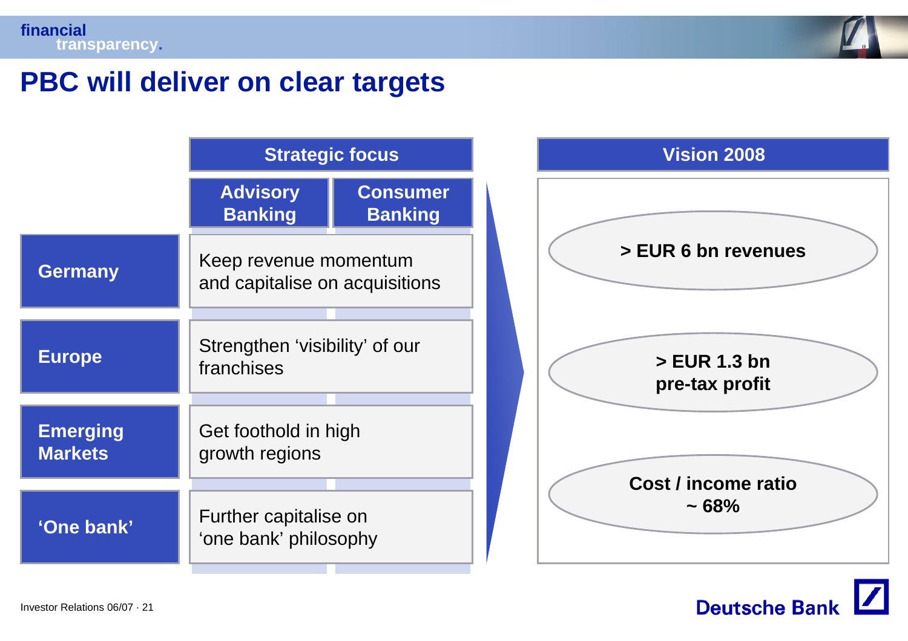# PBC will deliver on clear targets

| | Strategic focus | |
|---|---|---|
| | Advisory Banking | Consumer Banking |
| **Germany** | Keep revenue momentum and capitalise on acquisitions | |
| **Europe** | Strengthen 'visibility' of our franchises | |
| **Emerging Markets** | Get foothold in high growth regions | |
| **'One bank'** | Further capitalise on 'one bank' philosophy | |

**Vision 2008**

- **> EUR 6 bn revenues**
- **> EUR 1.3 bn pre-tax profit**
- **Cost / income ratio ~ 68%**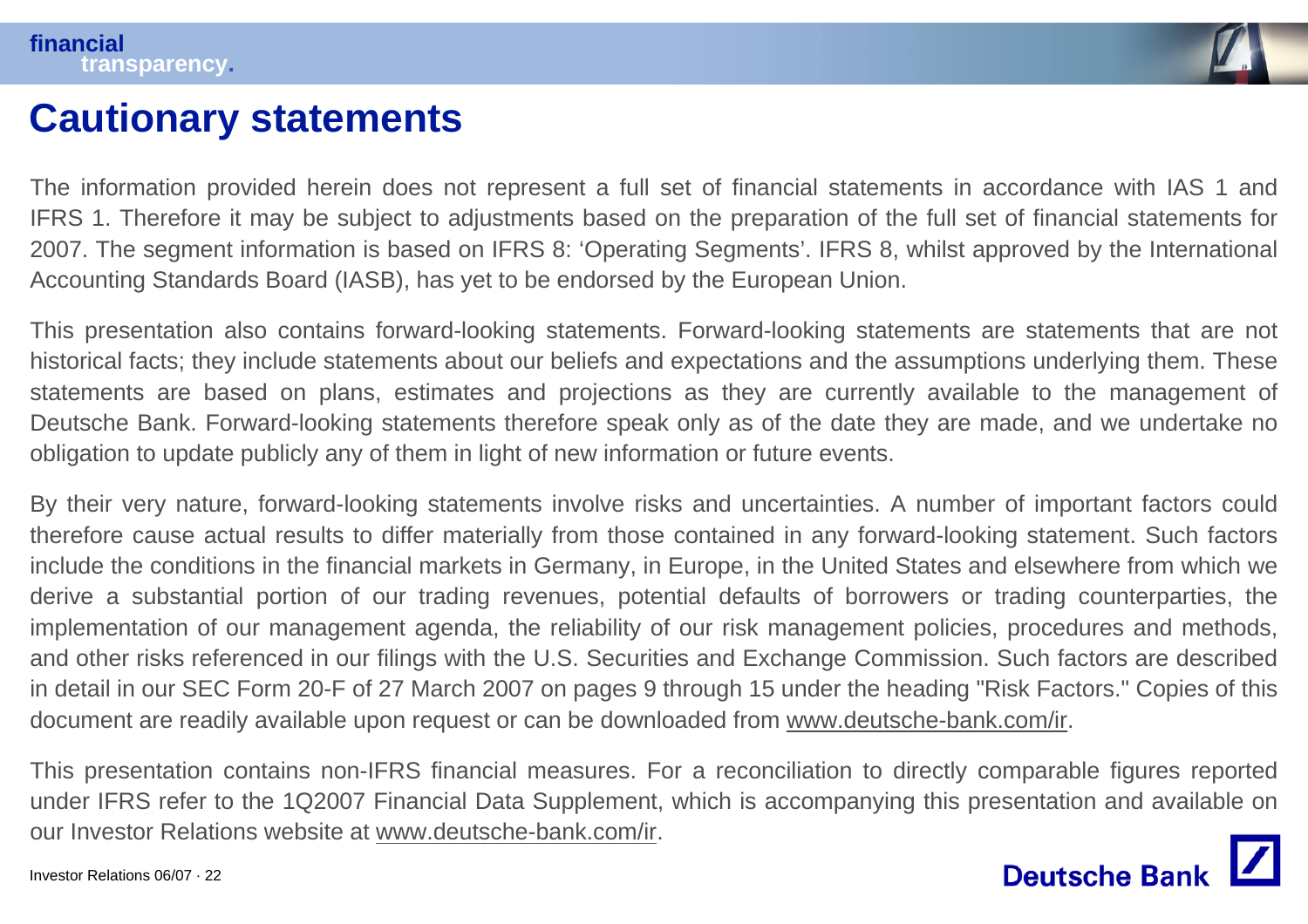# Cautionary statements

The information provided herein does not represent a full set of financial statements in accordance with IAS 1 and IFRS 1. Therefore it may be subject to adjustments based on the preparation of the full set of financial statements for 2007. The segment information is based on IFRS 8: 'Operating Segments'. IFRS 8, whilst approved by the International Accounting Standards Board (IASB), has yet to be endorsed by the European Union.

This presentation also contains forward-looking statements. Forward-looking statements are statements that are not historical facts; they include statements about our beliefs and expectations and the assumptions underlying them. These statements are based on plans, estimates and projections as they are currently available to the management of Deutsche Bank. Forward-looking statements therefore speak only as of the date they are made, and we undertake no obligation to update publicly any of them in light of new information or future events.

By their very nature, forward-looking statements involve risks and uncertainties. A number of important factors could therefore cause actual results to differ materially from those contained in any forward-looking statement. Such factors include the conditions in the financial markets in Germany, in Europe, in the United States and elsewhere from which we derive a substantial portion of our trading revenues, potential defaults of borrowers or trading counterparties, the implementation of our management agenda, the reliability of our risk management policies, procedures and methods, and other risks referenced in our filings with the U.S. Securities and Exchange Commission. Such factors are described in detail in our SEC Form 20-F of 27 March 2007 on pages 9 through 15 under the heading "Risk Factors." Copies of this document are readily available upon request or can be downloaded from www.deutsche-bank.com/ir.

This presentation contains non-IFRS financial measures. For a reconciliation to directly comparable figures reported under IFRS refer to the 1Q2007 Financial Data Supplement, which is accompanying this presentation and available on our Investor Relations website at www.deutsche-bank.com/ir.